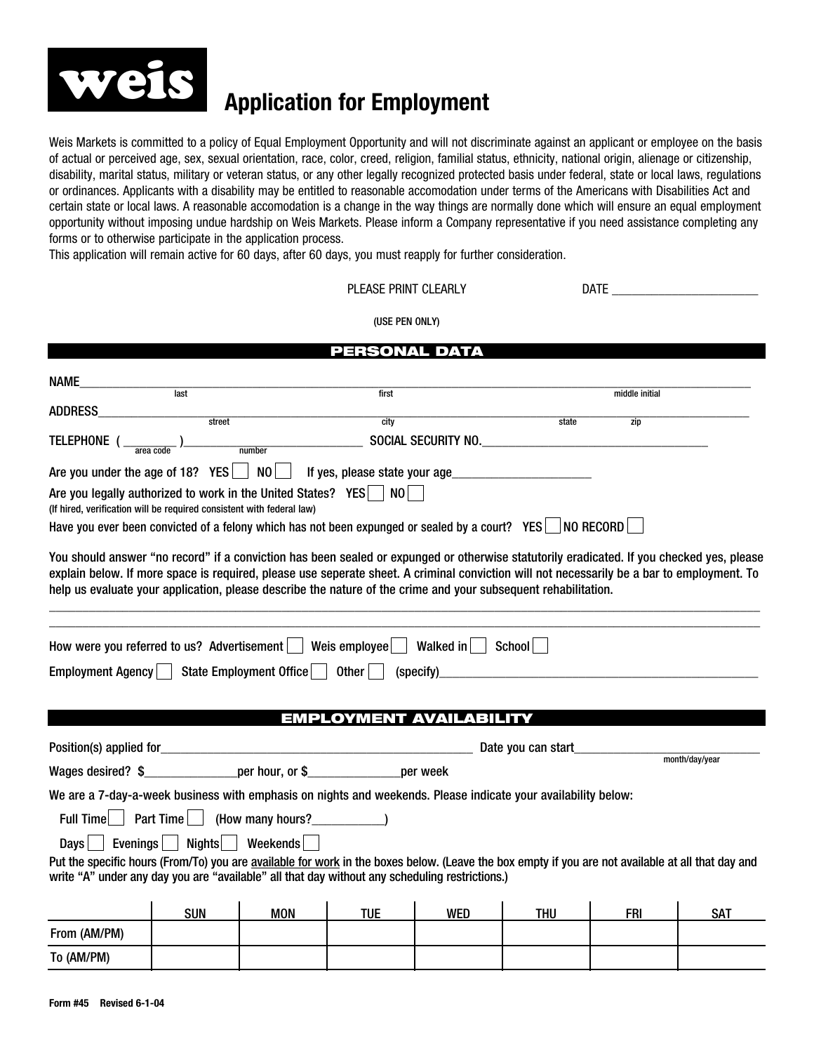# weis

# Application for Employment

Weis Markets is committed to a policy of Equal Employment Opportunity and will not discriminate against an applicant or employee on the basis of actual or perceived age, sex, sexual orientation, race, color, creed, religion, familial status, ethnicity, national origin, alienage or citizenship, disability, marital status, military or veteran status, or any other legally recognized protected basis under federal, state or local laws, regulations or ordinances. Applicants with a disability may be entitled to reasonable accomodation under terms of the Americans with Disabilities Act and certain state or local laws. A reasonable accomodation is a change in the way things are normally done which will ensure an equal employment opportunity without imposing undue hardship on Weis Markets. Please inform a Company representative if you need assistance completing any forms or to otherwise participate in the application process.

This application will remain active for 60 days, after 60 days, you must reapply for further consideration.

PLEASE PRINT CLEARLY DATE ______________________

(USE PEN ONLY)

## PERSONAL DATA

NAME________________________________________________________________
last first middle initial

ADDRESS______________________________________________________________
street city state zip

TELEPHONE ( ________ )__________________________ SOCIAL SECURITY NO.________________________________
area code number

Are you under the age of 18? YES ☐ NO ☐ If yes, please state your age____________________

Are you legally authorized to work in the United States? YES ☐ NO ☐
(If hired, verification will be required consistent with federal law)

Have you ever been convicted of a felony which has not been expunged or sealed by a court? YES ☐ NO RECORD ☐

You should answer "no record" if a conviction has been sealed or expunged or otherwise statutorily eradicated. If you checked yes, please explain below. If more space is required, please use seperate sheet. A criminal conviction will not necessarily be a bar to employment. To help us evaluate your application, please describe the nature of the crime and your subsequent rehabilitation.

____________________________________________________________________________________

____________________________________________________________________________________

How were you referred to us? Advertisement ☐ Weis employee ☐ Walked in ☐ School ☐

Employment Agency ☐ State Employment Office ☐ Other ☐ (specify)______________________________________

## EMPLOYMENT AVAILABILITY

Position(s) applied for______________________________________ Date you can start__________________________
month/day/year

Wages desired? $______________per hour, or $______________per week

We are a 7-day-a-week business with emphasis on nights and weekends. Please indicate your availability below:

Full Time ☐ Part Time ☐ (How many hours?___________)

Days ☐ Evenings ☐ Nights ☐ Weekends ☐

Put the specific hours (From/To) you are available for work in the boxes below. (Leave the box empty if you are not available at all that day and write "A" under any day you are "available" all that day without any scheduling restrictions.)

| | SUN | MON | TUE | WED | THU | FRI | SAT |
|---|---|---|---|---|---|---|---|
| From (AM/PM) | | | | | | | |
| To (AM/PM) | | | | | | | |

Form #45 Revised 6-1-04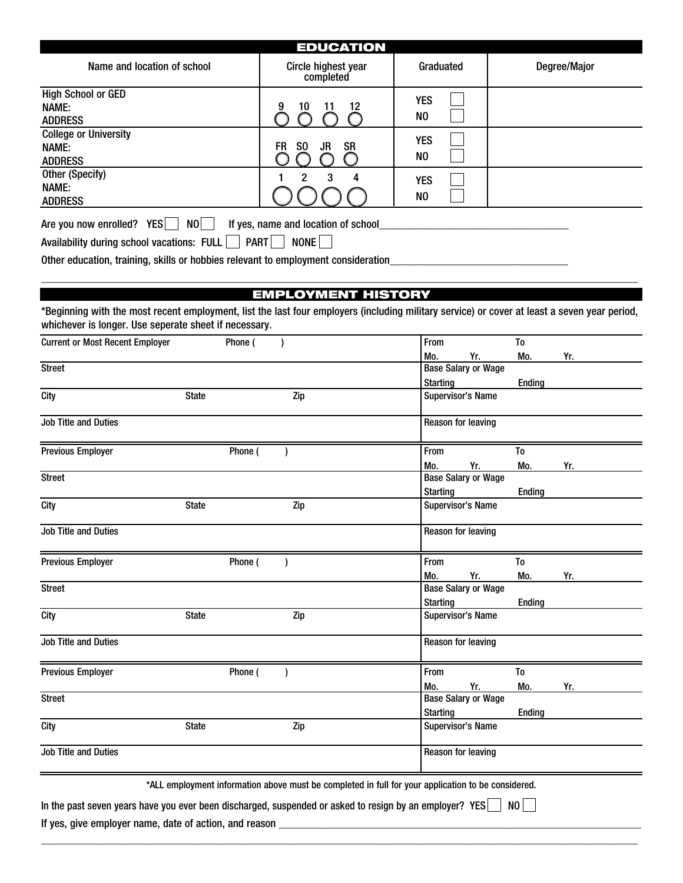## EDUCATION

| Name and location of school | Circle highest year completed | Graduated | Degree/Major |
|---|---|---|---|
| High School or GED<br>NAME:<br>ADDRESS | 9 10 11 12<br>○ ○ ○ ○ | YES ☐<br>NO ☐ | |
| College or University<br>NAME:<br>ADDRESS | FR SO JR SR<br>○ ○ ○ ○ | YES ☐<br>NO ☐ | |
| Other (Specify)<br>NAME:<br>ADDRESS | 1 2 3 4<br>○ ○ ○ ○ | YES ☐<br>NO ☐ | |

Are you now enrolled? YES ☐ NO ☐ If yes, name and location of school___________________________________

Availability during school vacations: FULL ☐ PART ☐ NONE ☐

Other education, training, skills or hobbies relevant to employment consideration________________________________

_______________________________________________________________________________________________________

## EMPLOYMENT HISTORY

*Beginning with the most recent employment, list the last four employers (including military service) or cover at least a seven year period, whichever is longer. Use seperate sheet if necessary.

| | |
|---|---|
| Current or Most Recent Employer Phone ( ) | From Mo. Yr. To Mo. Yr. |
| Street | Base Salary or Wage<br>Starting Ending |
| City State Zip | Supervisor's Name |
| Job Title and Duties | Reason for leaving |

| | |
|---|---|
| Previous Employer Phone ( ) | From Mo. Yr. To Mo. Yr. |
| Street | Base Salary or Wage<br>Starting Ending |
| City State Zip | Supervisor's Name |
| Job Title and Duties | Reason for leaving |

| | |
|---|---|
| Previous Employer Phone ( ) | From Mo. Yr. To Mo. Yr. |
| Street | Base Salary or Wage<br>Starting Ending |
| City State Zip | Supervisor's Name |
| Job Title and Duties | Reason for leaving |

| | |
|---|---|
| Previous Employer Phone ( ) | From Mo. Yr. To Mo. Yr. |
| Street | Base Salary or Wage<br>Starting Ending |
| City State Zip | Supervisor's Name |
| Job Title and Duties | Reason for leaving |

*ALL employment information above must be completed in full for your application to be considered.

In the past seven years have you ever been discharged, suspended or asked to resign by an employer? YES ☐ NO ☐

If yes, give employer name, date of action, and reason ______________________________________________________

_______________________________________________________________________________________________________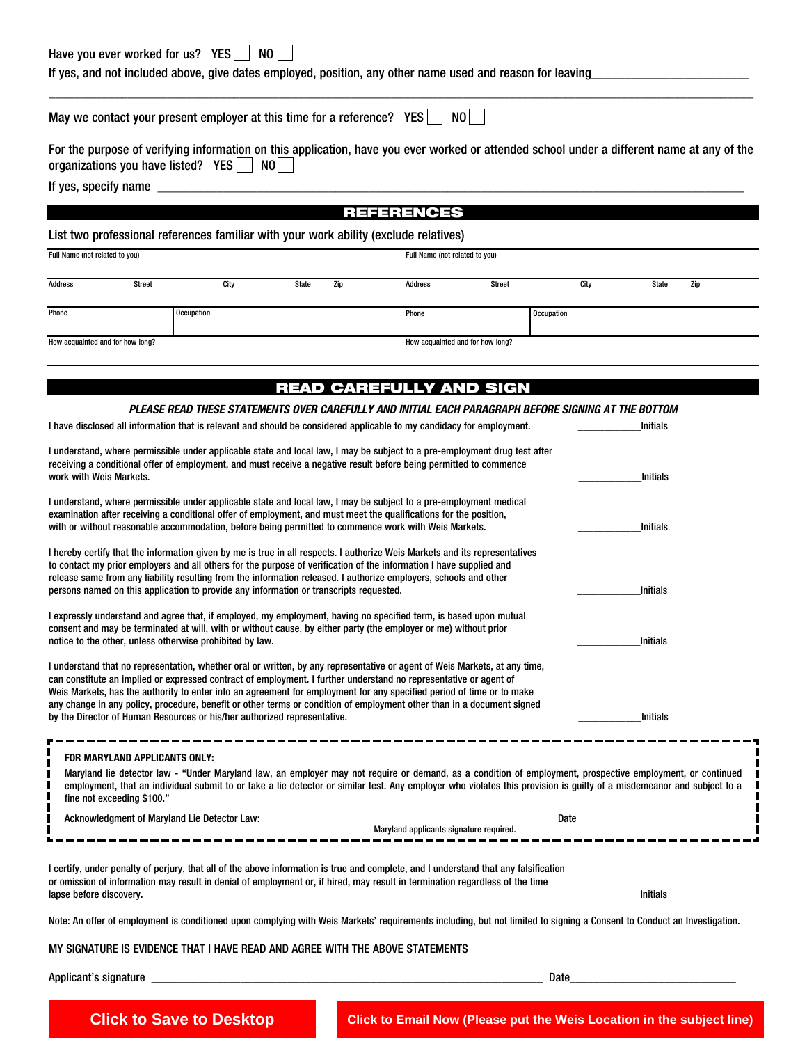Have you ever worked for us? YES ☐ NO ☐

If yes, and not included above, give dates employed, position, any other name used and reason for leaving________________________

May we contact your present employer at this time for a reference? YES ☐ NO ☐

For the purpose of verifying information on this application, have you ever worked or attended school under a different name at any of the organizations you have listed? YES ☐ NO ☐

If yes, specify name ________________________________________

## REFERENCES

List two professional references familiar with your work ability (exclude relatives)

| | |
|---|---|
| Full Name (not related to you) | Full Name (not related to you) |
| Address Street City State Zip | Address Street City State Zip |
| Phone / Occupation | Phone / Occupation |
| How acquainted and for how long? | How acquainted and for how long? |

## READ CAREFULLY AND SIGN

***PLEASE READ THESE STATEMENTS OVER CAREFULLY AND INITIAL EACH PARAGRAPH BEFORE SIGNING AT THE BOTTOM***

I have disclosed all information that is relevant and should be considered applicable to my candidacy for employment. ____________Initials

I understand, where permissible under applicable state and local law, I may be subject to a pre-employment drug test after receiving a conditional offer of employment, and must receive a negative result before being permitted to commence work with Weis Markets. ____________Initials

I understand, where permissible under applicable state and local law, I may be subject to a pre-employment medical examination after receiving a conditional offer of employment, and must meet the qualifications for the position, with or without reasonable accommodation, before being permitted to commence work with Weis Markets. ____________Initials

I hereby certify that the information given by me is true in all respects. I authorize Weis Markets and its representatives to contact my prior employers and all others for the purpose of verification of the information I have supplied and release same from any liability resulting from the information released. I authorize employers, schools and other persons named on this application to provide any information or transcripts requested. ____________Initials

I expressly understand and agree that, if employed, my employment, having no specified term, is based upon mutual consent and may be terminated at will, with or without cause, by either party (the employer or me) without prior notice to the other, unless otherwise prohibited by law. ____________Initials

I understand that no representation, whether oral or written, by any representative or agent of Weis Markets, at any time, can constitute an implied or expressed contract of employment. I further understand no representative or agent of Weis Markets, has the authority to enter into an agreement for employment for any specified period of time or to make any change in any policy, procedure, benefit or other terms or condition of employment other than in a document signed by the Director of Human Resources or his/her authorized representative. ____________Initials

**FOR MARYLAND APPLICANTS ONLY:**

Maryland lie detector law - "Under Maryland law, an employer may not require or demand, as a condition of employment, prospective employment, or continued employment, that an individual submit to or take a lie detector or similar test. Any employer who violates this provision is guilty of a misdemeanor and subject to a fine not exceeding $100."

Acknowledgment of Maryland Lie Detector Law: ________________________________ Date__________________

Maryland applicants signature required.

I certify, under penalty of perjury, that all of the above information is true and complete, and I understand that any falsification or omission of information may result in denial of employment or, if hired, may result in termination regardless of the time lapse before discovery. ____________Initials

Note: An offer of employment is conditioned upon complying with Weis Markets' requirements including, but not limited to signing a Consent to Conduct an Investigation.

MY SIGNATURE IS EVIDENCE THAT I HAVE READ AND AGREE WITH THE ABOVE STATEMENTS

Applicant's signature ________________________________________ Date____________________________

Click to Save to Desktop

Click to Email Now (Please put the Weis Location in the subject line)